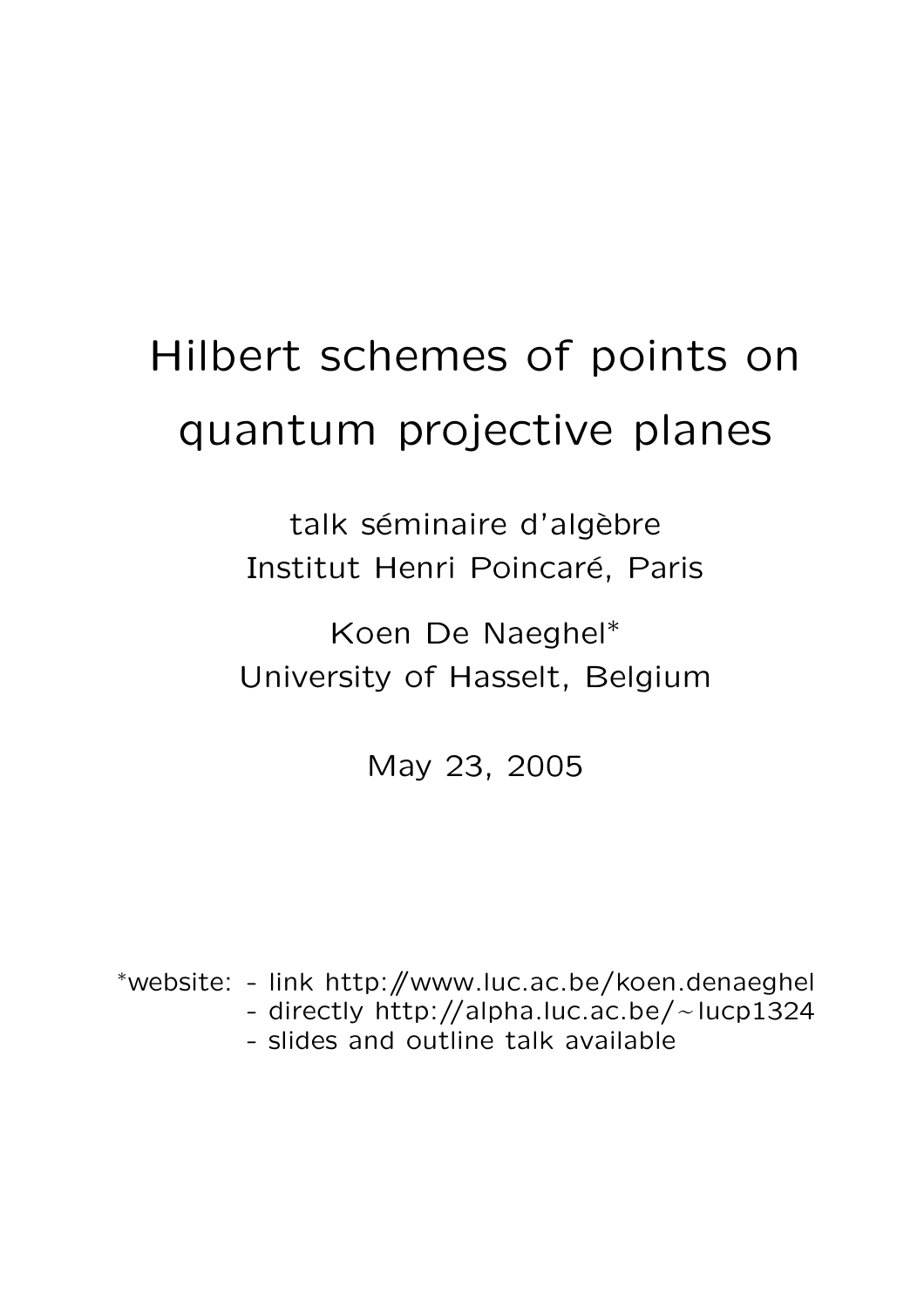# Hilbert schemes of points on quantum projective planes

talk séminaire d'algèbre
Institut Henri Poincaré, Paris

Koen De Naeghel*
University of Hasselt, Belgium

May 23, 2005

*website: - link http://www.luc.ac.be/koen.denaeghel
- directly http://alpha.luc.ac.be/~lucp1324
- slides and outline talk available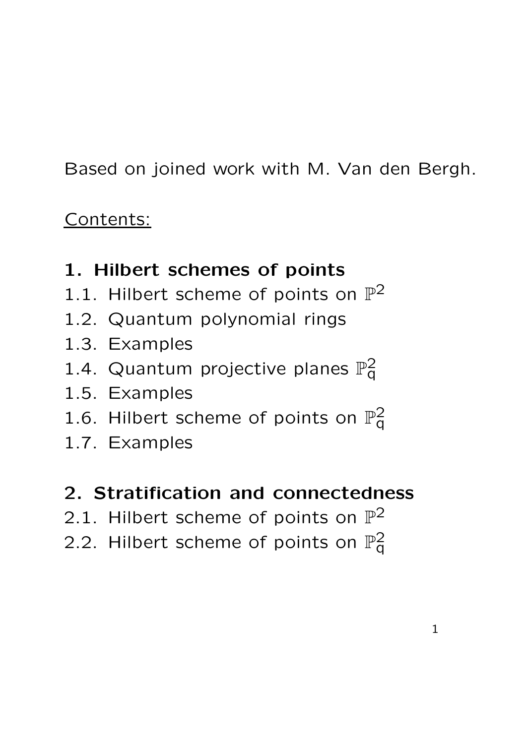Based on joined work with M. Van den Bergh.

<u>Contents:</u>

**1. Hilbert schemes of points**

1.1. Hilbert scheme of points on $\mathbb{P}^2$
1.2. Quantum polynomial rings
1.3. Examples
1.4. Quantum projective planes $\mathbb{P}^2_q$
1.5. Examples
1.6. Hilbert scheme of points on $\mathbb{P}^2_q$
1.7. Examples

**2. Stratification and connectedness**

2.1. Hilbert scheme of points on $\mathbb{P}^2$
2.2. Hilbert scheme of points on $\mathbb{P}^2_q$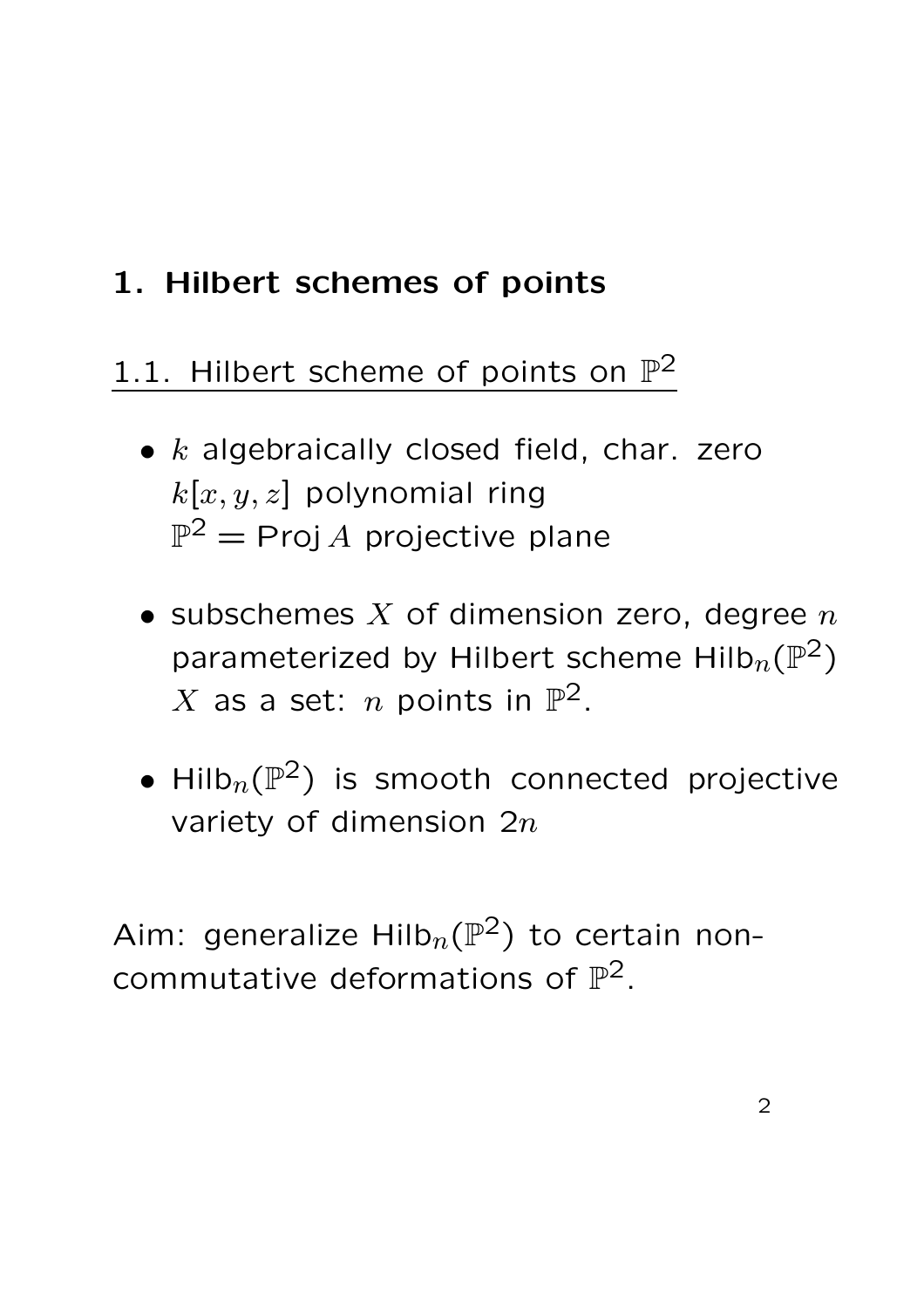# 1. Hilbert schemes of points

## 1.1. Hilbert scheme of points on $\mathbb{P}^2$

- $k$ algebraically closed field, char. zero
  $k[x, y, z]$ polynomial ring
  $\mathbb{P}^2 = \operatorname{Proj} A$ projective plane

- subschemes $X$ of dimension zero, degree $n$ parameterized by Hilbert scheme $\operatorname{Hilb}_n(\mathbb{P}^2)$
  $X$ as a set: $n$ points in $\mathbb{P}^2$.

- $\operatorname{Hilb}_n(\mathbb{P}^2)$ is smooth connected projective variety of dimension $2n$

Aim: generalize $\operatorname{Hilb}_n(\mathbb{P}^2)$ to certain non-commutative deformations of $\mathbb{P}^2$.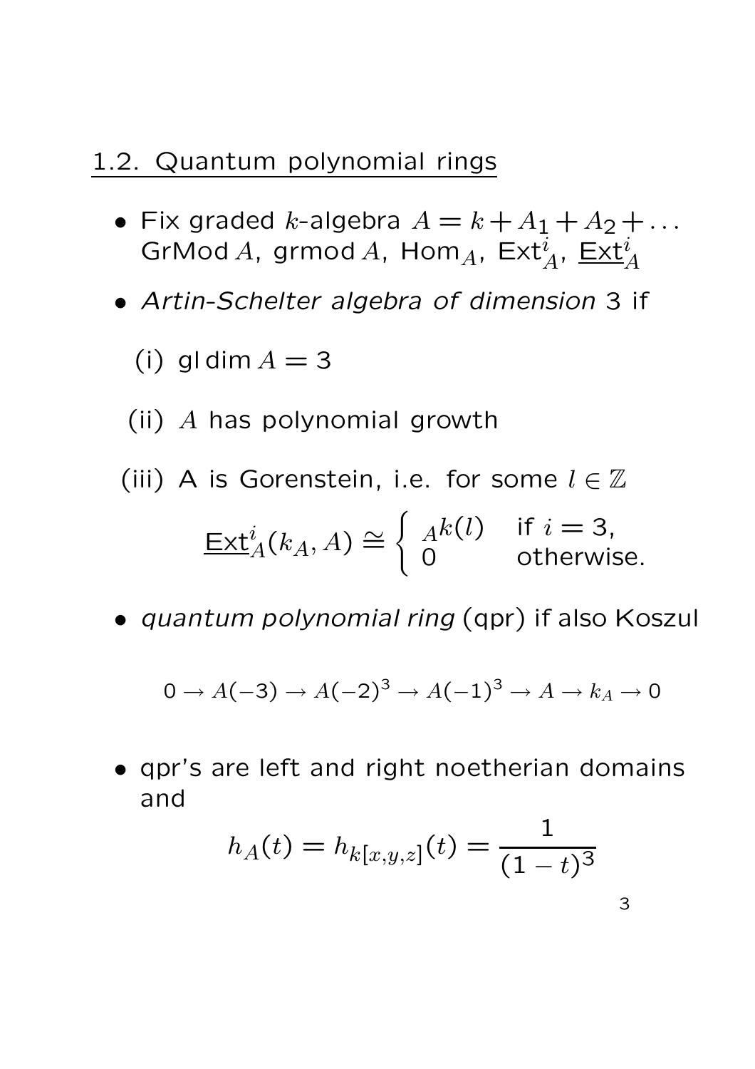## 1.2. Quantum polynomial rings

- Fix graded $k$-algebra $A = k + A_1 + A_2 + \ldots$
  GrMod $A$, grmod $A$, $\mathsf{Hom}_A$, $\mathsf{Ext}^i_A$, $\underline{\mathsf{Ext}}^i_A$
- *Artin-Schelter algebra of dimension* 3 if

  (i) gl dim $A = 3$

  (ii) $A$ has polynomial growth

  (iii) A is Gorenstein, i.e. for some $l \in \mathbb{Z}$

$$\underline{\mathsf{Ext}}^i_A(k_A, A) \cong \begin{cases} {}_A k(l) & \text{if } i = 3, \\ 0 & \text{otherwise.} \end{cases}$$

- *quantum polynomial ring* (qpr) if also Koszul

$$0 \to A(-3) \to A(-2)^3 \to A(-1)^3 \to A \to k_A \to 0$$

- qpr's are left and right noetherian domains and

$$h_A(t) = h_{k[x,y,z]}(t) = \frac{1}{(1-t)^3}$$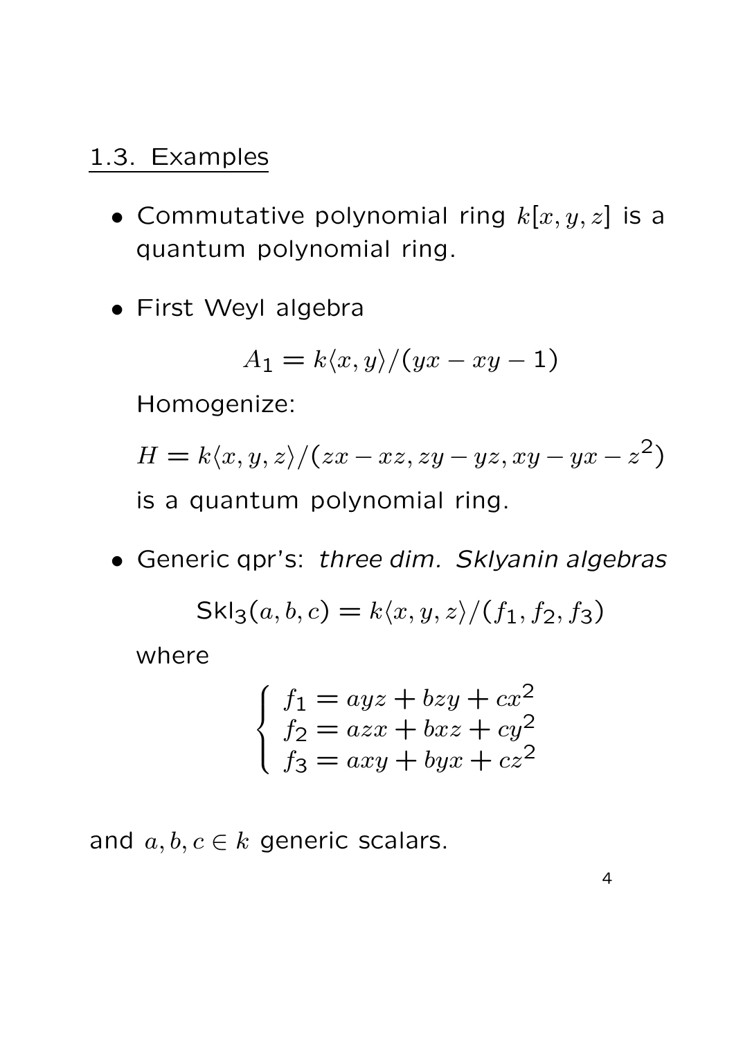## 1.3. Examples

- Commutative polynomial ring $k[x, y, z]$ is a quantum polynomial ring.

- First Weyl algebra

  $$A_1 = k\langle x, y\rangle/(yx - xy - 1)$$

  Homogenize:

  $$H = k\langle x, y, z\rangle/(zx - xz, zy - yz, xy - yx - z^2)$$

  is a quantum polynomial ring.

- Generic qpr's: *three dim. Sklyanin algebras*

  $$\mathsf{Skl}_3(a, b, c) = k\langle x, y, z\rangle/(f_1, f_2, f_3)$$

  where

  $$\begin{cases} f_1 = ayz + bzy + cx^2 \\ f_2 = azx + bxz + cy^2 \\ f_3 = axy + byx + cz^2 \end{cases}$$

and $a, b, c \in k$ generic scalars.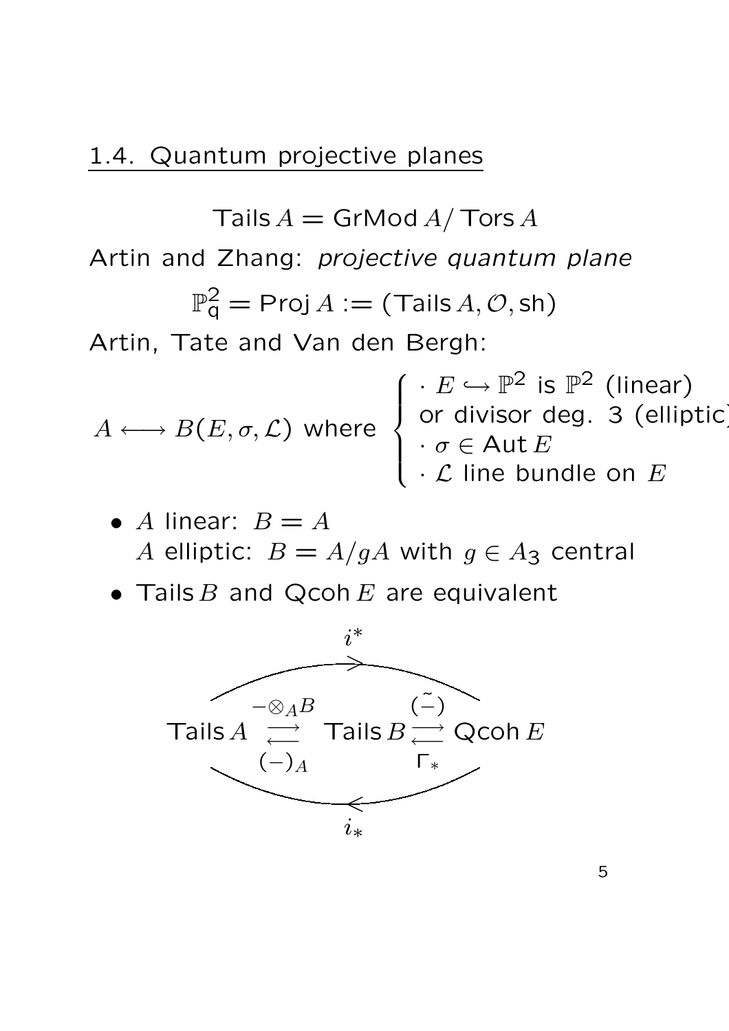## 1.4. Quantum projective planes

$$\mathsf{Tails}\, A = \mathsf{GrMod}\, A / \mathsf{Tors}\, A$$

Artin and Zhang: *projective quantum plane*

$$\mathbb{P}^2_{\mathsf{q}} = \mathsf{Proj}\, A := (\mathsf{Tails}\, A, \mathcal{O}, \mathsf{sh})$$

Artin, Tate and Van den Bergh:

$$A \longleftrightarrow B(E, \sigma, \mathcal{L}) \text{ where } \begin{cases} \cdot\ E \hookrightarrow \mathbb{P}^2 \text{ is } \mathbb{P}^2 \text{ (linear)} \\ \text{or divisor deg. 3 (elliptic)} \\ \cdot\ \sigma \in \mathsf{Aut}\, E \\ \cdot\ \mathcal{L} \text{ line bundle on } E \end{cases}$$

- $A$ linear: $B = A$
  $A$ elliptic: $B = A/gA$ with $g \in A_3$ central
- $\mathsf{Tails}\, B$ and $\mathsf{Qcoh}\, E$ are equivalent

$$\mathsf{Tails}\, A \underset{(-)_A}{\overset{-\otimes_A B}{\rightleftarrows}} \mathsf{Tails}\, B \underset{\Gamma_*}{\overset{\tilde{(-)}}{\rightleftarrows}} \mathsf{Qcoh}\, E$$

with $i^* : \mathsf{Tails}\, A \to \mathsf{Qcoh}\, E$ and $i_* : \mathsf{Qcoh}\, E \to \mathsf{Tails}\, A$.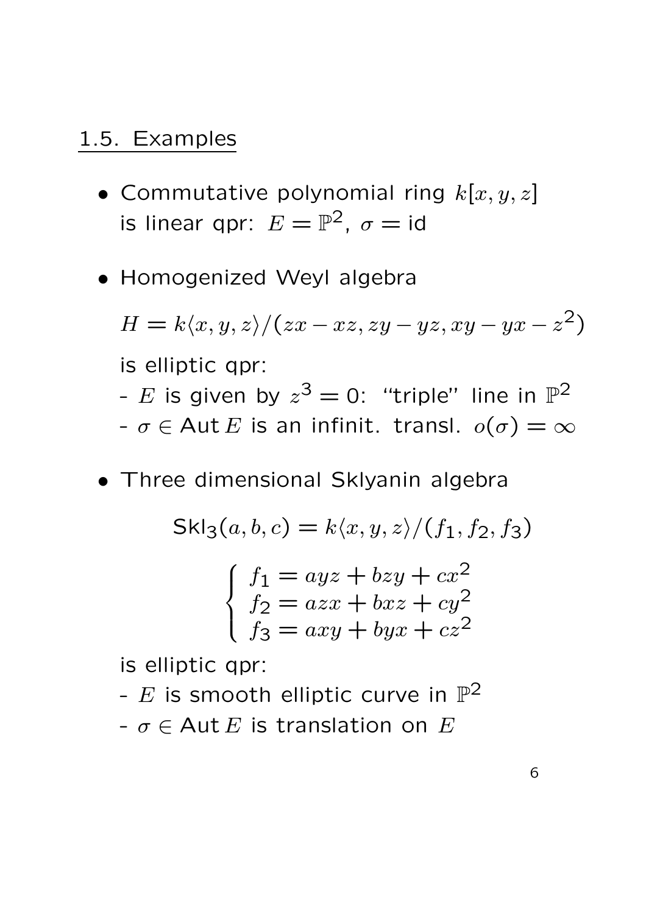## 1.5. Examples

- Commutative polynomial ring $k[x, y, z]$ is linear qpr: $E = \mathbb{P}^2$, $\sigma = \text{id}$

- Homogenized Weyl algebra

  $H = k\langle x, y, z\rangle/(zx - xz, zy - yz, xy - yx - z^2)$

  is elliptic qpr:
  - $E$ is given by $z^3 = 0$: "triple" line in $\mathbb{P}^2$
  - $\sigma \in \text{Aut}\, E$ is an infinit. transl. $o(\sigma) = \infty$

- Three dimensional Sklyanin algebra

  $$\text{Skl}_3(a, b, c) = k\langle x, y, z\rangle/(f_1, f_2, f_3)$$

  $$\begin{cases} f_1 = ayz + bzy + cx^2 \\ f_2 = azx + bxz + cy^2 \\ f_3 = axy + byx + cz^2 \end{cases}$$

  is elliptic qpr:
  - $E$ is smooth elliptic curve in $\mathbb{P}^2$
  - $\sigma \in \text{Aut}\, E$ is translation on $E$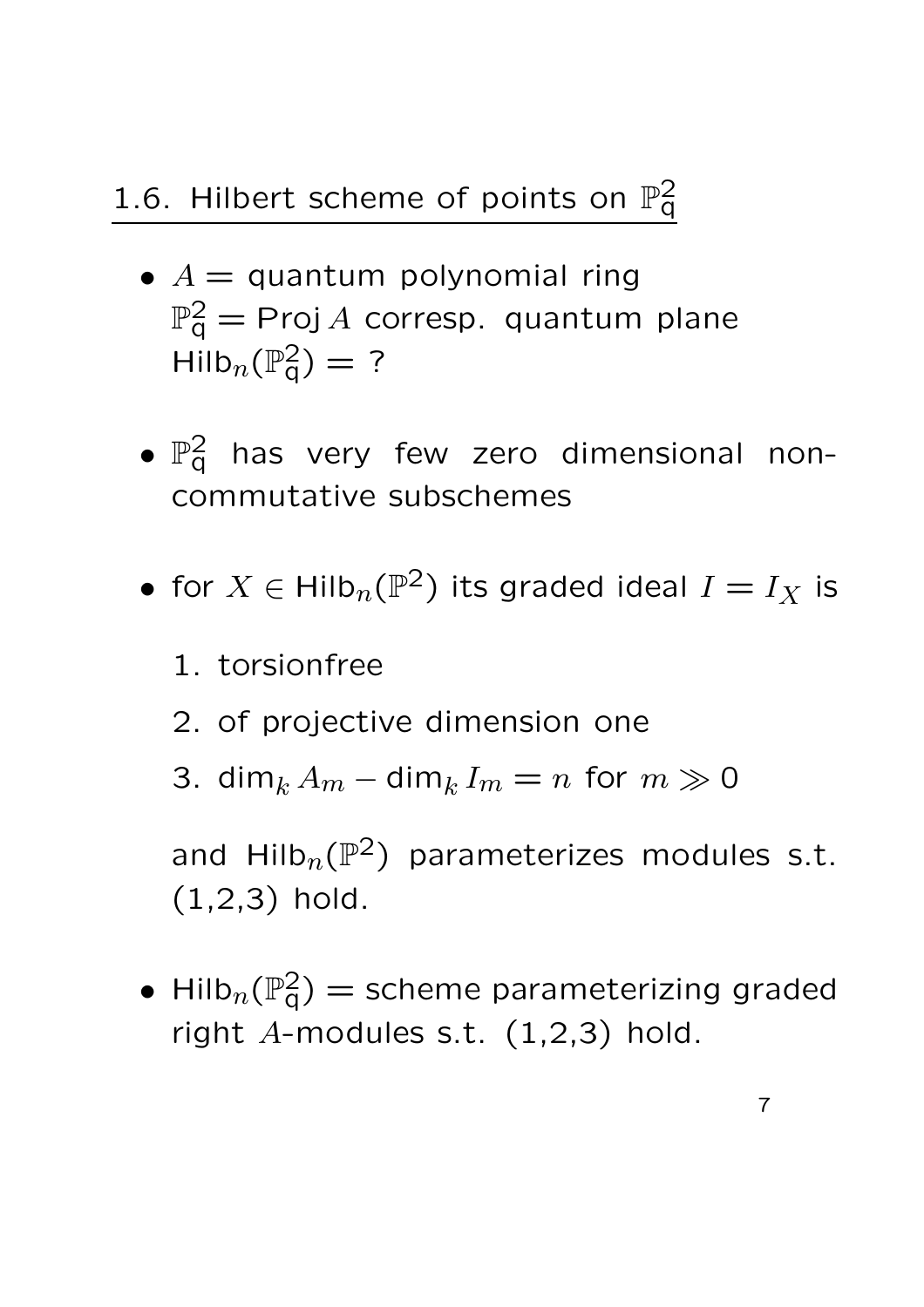## 1.6. Hilbert scheme of points on $\mathbb{P}^2_{\mathsf{q}}$

- $A =$ quantum polynomial ring  
  $\mathbb{P}^2_{\mathsf{q}} = \operatorname{Proj} A$ corresp. quantum plane  
  $\operatorname{Hilb}_n(\mathbb{P}^2_{\mathsf{q}}) =$ ?

- $\mathbb{P}^2_{\mathsf{q}}$ has very few zero dimensional non-commutative subschemes

- for $X \in \operatorname{Hilb}_n(\mathbb{P}^2)$ its graded ideal $I = I_X$ is

  1. torsionfree
  2. of projective dimension one
  3. $\dim_k A_m - \dim_k I_m = n$ for $m \gg 0$

  and $\operatorname{Hilb}_n(\mathbb{P}^2)$ parameterizes modules s.t. (1,2,3) hold.

- $\operatorname{Hilb}_n(\mathbb{P}^2_{\mathsf{q}}) =$ scheme parameterizing graded right $A$-modules s.t. (1,2,3) hold.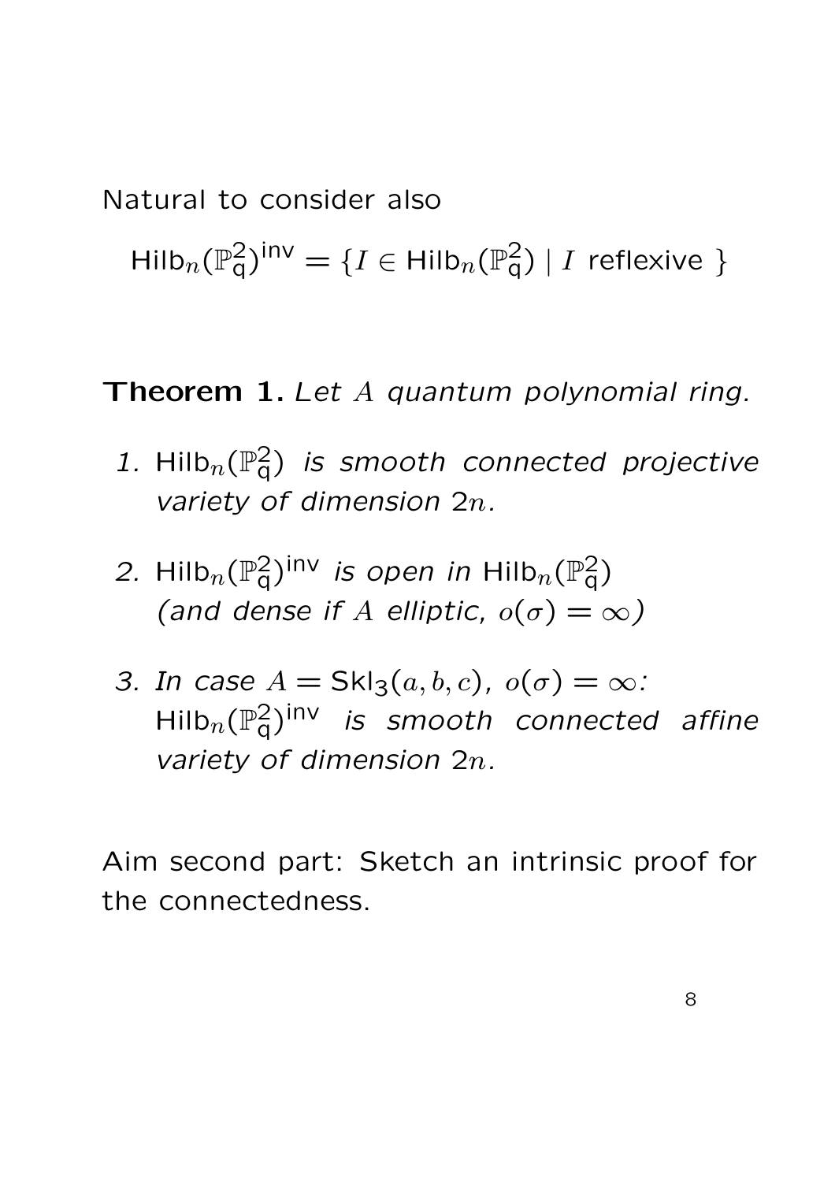Natural to consider also

$$\mathsf{Hilb}_n(\mathbb{P}^2_{\mathsf{q}})^{\mathsf{inv}} = \{I \in \mathsf{Hilb}_n(\mathbb{P}^2_{\mathsf{q}}) \mid I \text{ reflexive } \}$$

**Theorem 1.** *Let $A$ quantum polynomial ring.*

1. $\mathsf{Hilb}_n(\mathbb{P}^2_{\mathsf{q}})$ *is smooth connected projective variety of dimension $2n$.*
2. $\mathsf{Hilb}_n(\mathbb{P}^2_{\mathsf{q}})^{\mathsf{inv}}$ *is open in* $\mathsf{Hilb}_n(\mathbb{P}^2_{\mathsf{q}})$ *(and dense if $A$ elliptic, $o(\sigma) = \infty$)*
3. *In case $A = \mathsf{Skl}_3(a, b, c)$, $o(\sigma) = \infty$:* $\mathsf{Hilb}_n(\mathbb{P}^2_{\mathsf{q}})^{\mathsf{inv}}$ *is smooth connected affine variety of dimension $2n$.*

Aim second part: Sketch an intrinsic proof for the connectedness.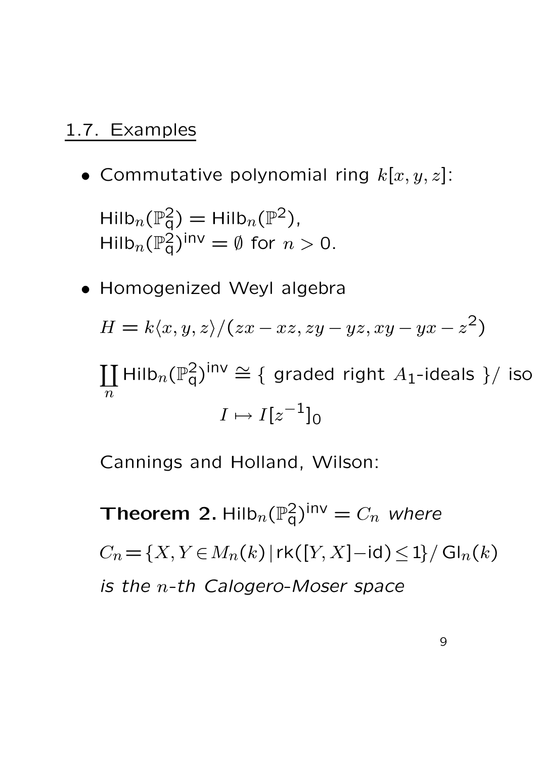## 1.7. Examples

- Commutative polynomial ring $k[x, y, z]$:

  $\mathsf{Hilb}_n(\mathbb{P}^2_{\mathsf{q}}) = \mathsf{Hilb}_n(\mathbb{P}^2)$,
  $\mathsf{Hilb}_n(\mathbb{P}^2_{\mathsf{q}})^{\mathsf{inv}} = \emptyset$ for $n > 0$.

- Homogenized Weyl algebra

  $$H = k\langle x, y, z\rangle/(zx - xz, zy - yz, xy - yx - z^2)$$

  $$\coprod_n \mathsf{Hilb}_n(\mathbb{P}^2_{\mathsf{q}})^{\mathsf{inv}} \cong \{ \text{ graded right } A_1\text{-ideals } \}/ \text{ iso}$$

  $$I \mapsto I[z^{-1}]_0$$

  Cannings and Holland, Wilson:

  **Theorem 2.** $\mathsf{Hilb}_n(\mathbb{P}^2_{\mathsf{q}})^{\mathsf{inv}} = C_n$ *where*

  $C_n = \{X, Y \in M_n(k) \mid \mathsf{rk}([Y, X] - \mathsf{id}) \leq 1\}/ \mathsf{Gl}_n(k)$

  *is the $n$-th Calogero-Moser space*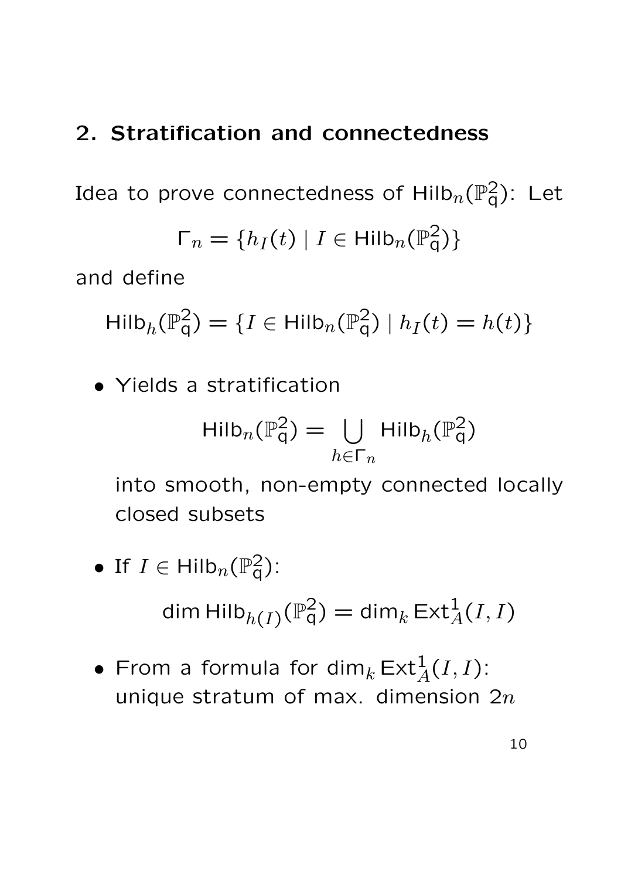## 2. Stratification and connectedness

Idea to prove connectedness of $\mathsf{Hilb}_n(\mathbb{P}^2_{\mathsf{q}})$: Let

$$\Gamma_n = \{h_I(t) \mid I \in \mathsf{Hilb}_n(\mathbb{P}^2_{\mathsf{q}})\}$$

and define

$$\mathsf{Hilb}_h(\mathbb{P}^2_{\mathsf{q}}) = \{I \in \mathsf{Hilb}_n(\mathbb{P}^2_{\mathsf{q}}) \mid h_I(t) = h(t)\}$$

- Yields a stratification

  $$\mathsf{Hilb}_n(\mathbb{P}^2_{\mathsf{q}}) = \bigcup_{h \in \Gamma_n} \mathsf{Hilb}_h(\mathbb{P}^2_{\mathsf{q}})$$

  into smooth, non-empty connected locally closed subsets

- If $I \in \mathsf{Hilb}_n(\mathbb{P}^2_{\mathsf{q}})$:

  $$\dim \mathsf{Hilb}_{h(I)}(\mathbb{P}^2_{\mathsf{q}}) = \dim_k \mathsf{Ext}^1_A(I, I)$$

- From a formula for $\dim_k \mathsf{Ext}^1_A(I, I)$: unique stratum of max. dimension $2n$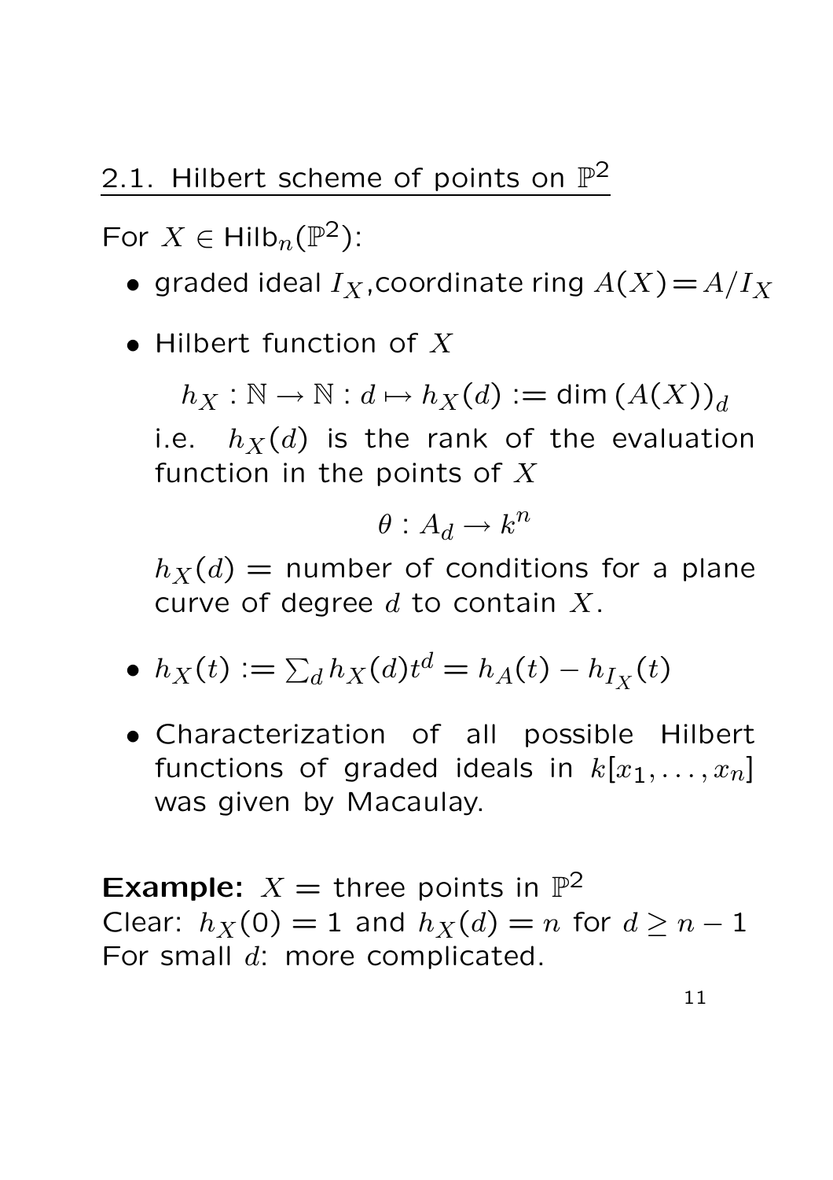## 2.1. Hilbert scheme of points on $\mathbb{P}^2$

For $X \in \mathsf{Hilb}_n(\mathbb{P}^2)$:

- graded ideal $I_X$,coordinate ring $A(X) = A/I_X$
- Hilbert function of $X$

  $$h_X : \mathbb{N} \to \mathbb{N} : d \mapsto h_X(d) := \dim (A(X))_d$$

  i.e. $h_X(d)$ is the rank of the evaluation function in the points of $X$

  $$\theta : A_d \to k^n$$

  $h_X(d)$ = number of conditions for a plane curve of degree $d$ to contain $X$.

- $h_X(t) := \sum_d h_X(d) t^d = h_A(t) - h_{I_X}(t)$
- Characterization of all possible Hilbert functions of graded ideals in $k[x_1, \ldots, x_n]$ was given by Macaulay.

**Example:** $X$ = three points in $\mathbb{P}^2$
Clear: $h_X(0) = 1$ and $h_X(d) = n$ for $d \geq n - 1$
For small $d$: more complicated.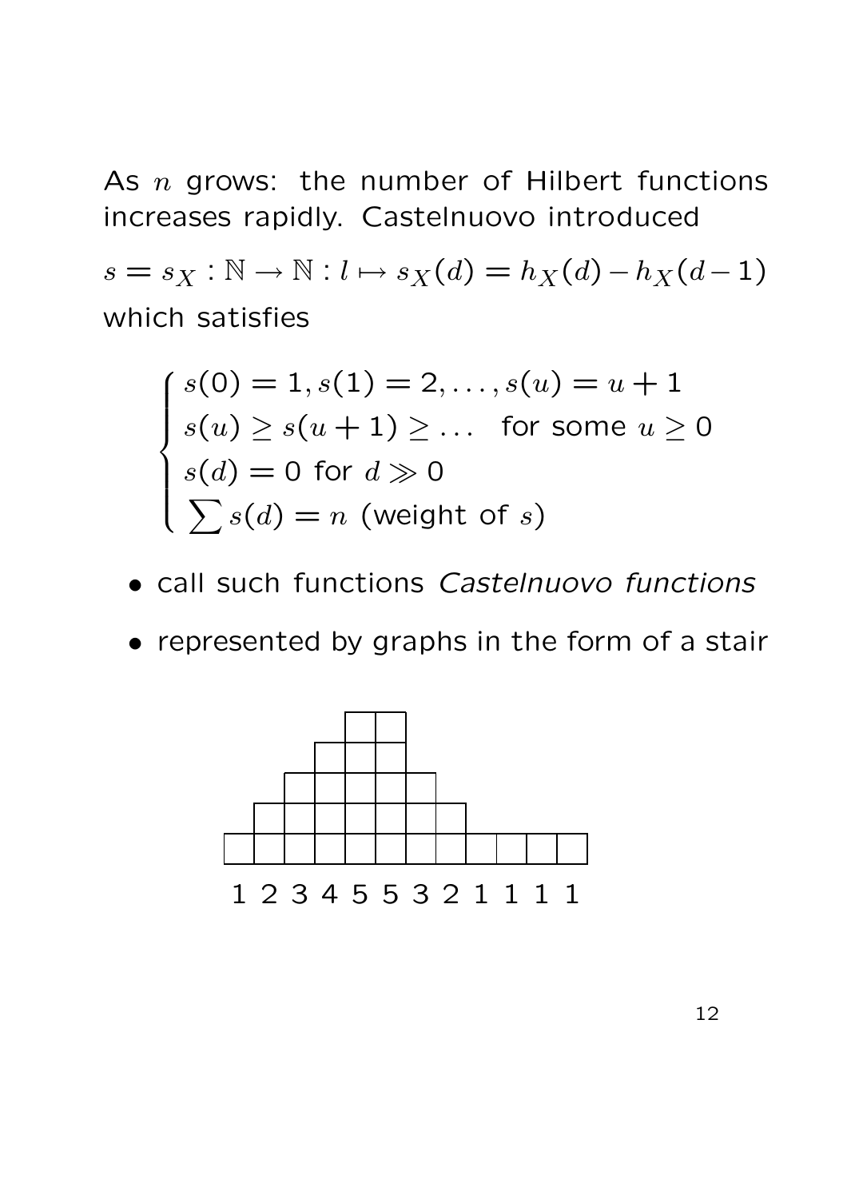As $n$ grows: the number of Hilbert functions increases rapidly. Castelnuovo introduced

$s = s_X : \mathbb{N} \to \mathbb{N} : l \mapsto s_X(d) = h_X(d) - h_X(d-1)$

which satisfies

$$\begin{cases} s(0) = 1, s(1) = 2, \ldots, s(u) = u+1 \\ s(u) \geq s(u+1) \geq \ldots \quad \text{for some } u \geq 0 \\ s(d) = 0 \text{ for } d \gg 0 \\ \sum s(d) = n \text{ (weight of } s) \end{cases}$$

- call such functions *Castelnuovo functions*
- represented by graphs in the form of a stair

1 2 3 4 5 5 3 2 1 1 1 1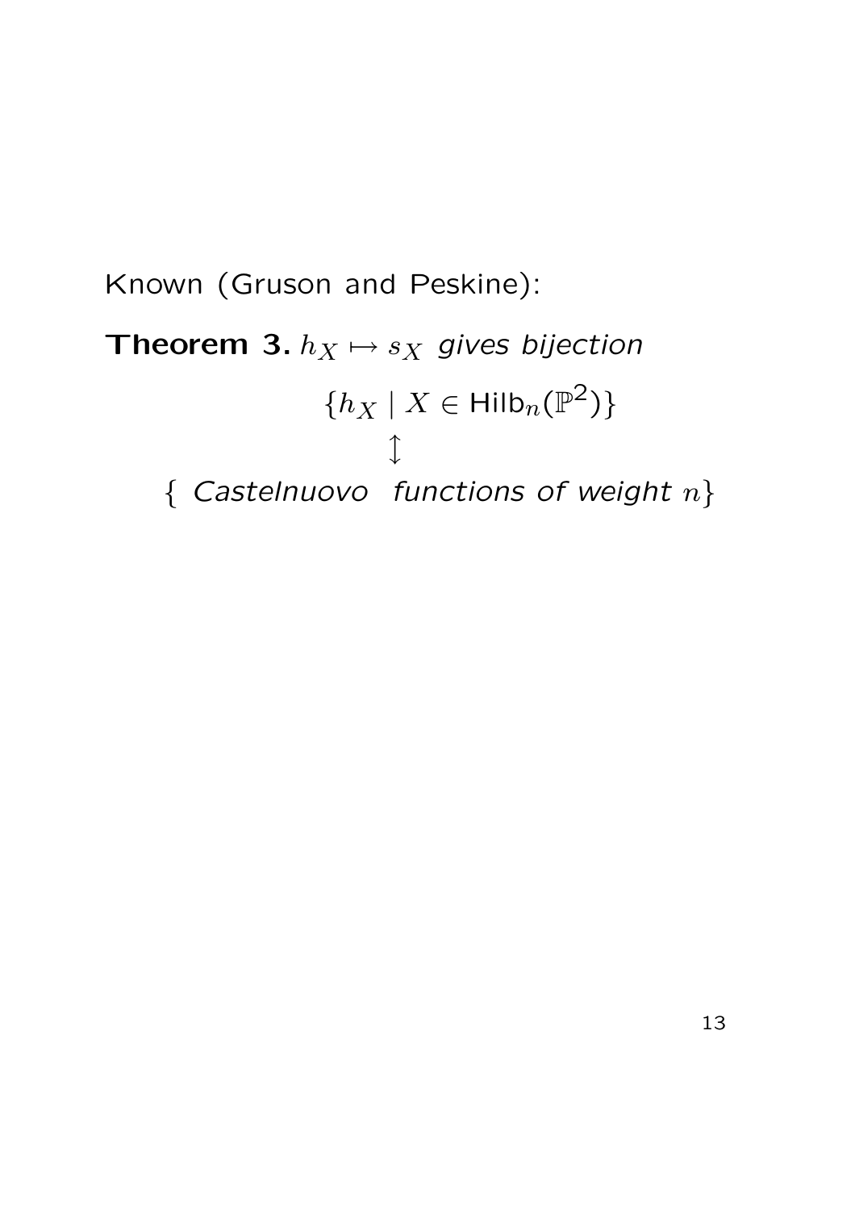Known (Gruson and Peskine):

**Theorem 3.** *$h_X \mapsto s_X$ gives bijection*

$$\{h_X \mid X \in \mathsf{Hilb}_n(\mathbb{P}^2)\}$$
$$\updownarrow$$
$$\{ \textit{ Castelnuovo functions of weight } n\}$$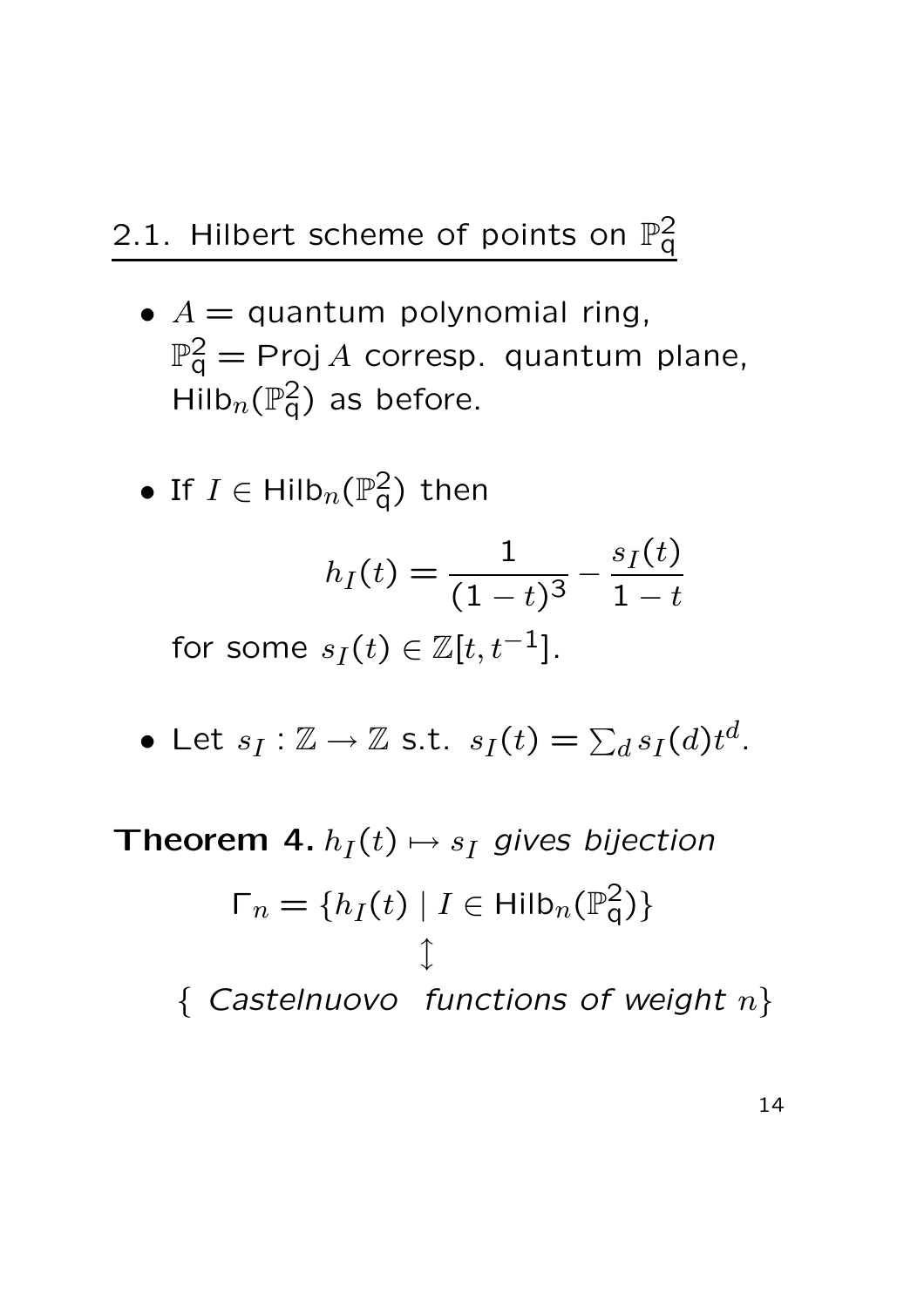## 2.1. Hilbert scheme of points on $\mathbb{P}^2_{\mathsf{q}}$

- $A =$ quantum polynomial ring, $\mathbb{P}^2_{\mathsf{q}} = \operatorname{Proj} A$ corresp. quantum plane, $\operatorname{Hilb}_n(\mathbb{P}^2_{\mathsf{q}})$ as before.

- If $I \in \operatorname{Hilb}_n(\mathbb{P}^2_{\mathsf{q}})$ then
$$h_I(t) = \frac{1}{(1-t)^3} - \frac{s_I(t)}{1-t}$$
for some $s_I(t) \in \mathbb{Z}[t, t^{-1}]$.

- Let $s_I : \mathbb{Z} \to \mathbb{Z}$ s.t. $s_I(t) = \sum_d s_I(d) t^d$.

**Theorem 4.** *$h_I(t) \mapsto s_I$ gives bijection*

$$\Gamma_n = \{h_I(t) \mid I \in \operatorname{Hilb}_n(\mathbb{P}^2_{\mathsf{q}})\}$$
$$\updownarrow$$
$$\{ \textit{ Castelnuovo functions of weight } n\}$$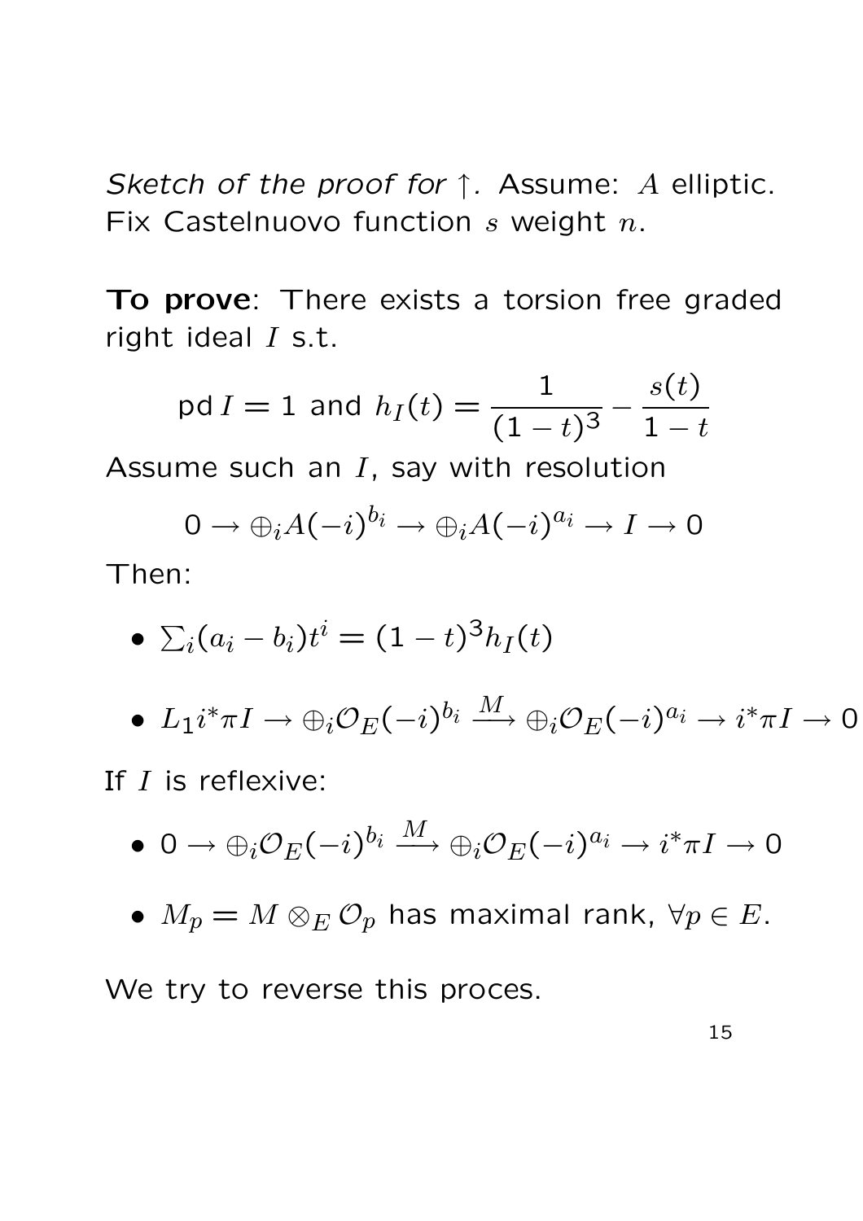*Sketch of the proof for* $\uparrow$*.* Assume: $A$ elliptic. Fix Castelnuovo function $s$ weight $n$.

**To prove**: There exists a torsion free graded right ideal $I$ s.t.

$$\operatorname{pd} I = 1 \text{ and } h_I(t) = \frac{1}{(1-t)^3} - \frac{s(t)}{1-t}$$

Assume such an $I$, say with resolution

$$0 \to \oplus_i A(-i)^{b_i} \to \oplus_i A(-i)^{a_i} \to I \to 0$$

Then:

- $\sum_i (a_i - b_i) t^i = (1-t)^3 h_I(t)$

- $L_1 i^* \pi I \to \oplus_i \mathcal{O}_E(-i)^{b_i} \xrightarrow{M} \oplus_i \mathcal{O}_E(-i)^{a_i} \to i^* \pi I \to 0$

If $I$ is reflexive:

- $0 \to \oplus_i \mathcal{O}_E(-i)^{b_i} \xrightarrow{M} \oplus_i \mathcal{O}_E(-i)^{a_i} \to i^* \pi I \to 0$

- $M_p = M \otimes_E \mathcal{O}_p$ has maximal rank, $\forall p \in E$.

We try to reverse this proces.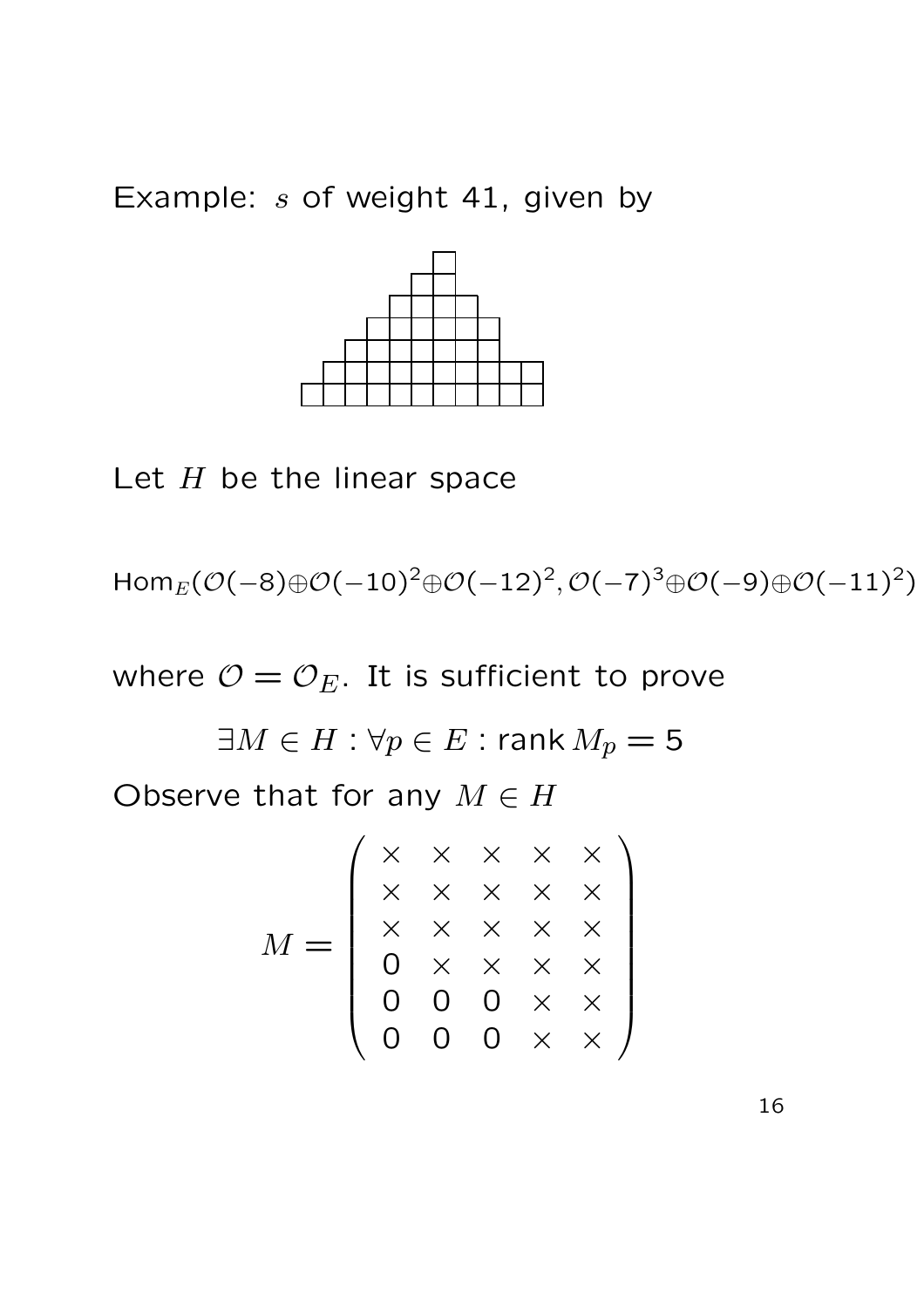Example: $s$ of weight 41, given by

Let $H$ be the linear space

$$\mathrm{Hom}_E(\mathcal{O}(-8)\oplus\mathcal{O}(-10)^2\oplus\mathcal{O}(-12)^2, \mathcal{O}(-7)^3\oplus\mathcal{O}(-9)\oplus\mathcal{O}(-11)^2)$$

where $\mathcal{O} = \mathcal{O}_E$. It is sufficient to prove

$$\exists M \in H : \forall p \in E : \operatorname{rank} M_p = 5$$

Observe that for any $M \in H$

$$M = \begin{pmatrix} \times & \times & \times & \times & \times \\ \times & \times & \times & \times & \times \\ \times & \times & \times & \times & \times \\ 0 & \times & \times & \times & \times \\ 0 & 0 & 0 & \times & \times \\ 0 & 0 & 0 & \times & \times \end{pmatrix}$$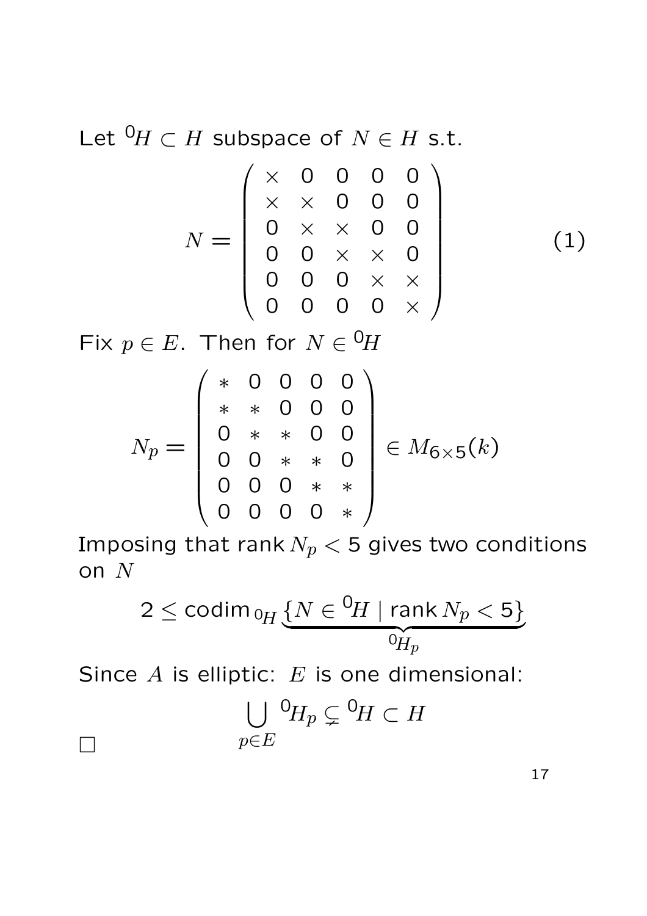Let ${}^0H \subset H$ subspace of $N \in H$ s.t.

$$N = \begin{pmatrix} \times & 0 & 0 & 0 & 0 \\ \times & \times & 0 & 0 & 0 \\ 0 & \times & \times & 0 & 0 \\ 0 & 0 & \times & \times & 0 \\ 0 & 0 & 0 & \times & \times \\ 0 & 0 & 0 & 0 & \times \end{pmatrix} \tag{1}$$

Fix $p \in E$. Then for $N \in {}^0H$

$$N_p = \begin{pmatrix} * & 0 & 0 & 0 & 0 \\ * & * & 0 & 0 & 0 \\ 0 & * & * & 0 & 0 \\ 0 & 0 & * & * & 0 \\ 0 & 0 & 0 & * & * \\ 0 & 0 & 0 & 0 & * \end{pmatrix} \in M_{6\times 5}(k)$$

Imposing that $\operatorname{rank} N_p < 5$ gives two conditions on $N$

$$2 \leq \operatorname{codim}_{{}^0H} \underbrace{\{N \in {}^0H \mid \operatorname{rank} N_p < 5\}}_{{}^0H_p}$$

Since $A$ is elliptic: $E$ is one dimensional:

$$\bigcup_{p \in E} {}^0H_p \subsetneq {}^0H \subset H$$

□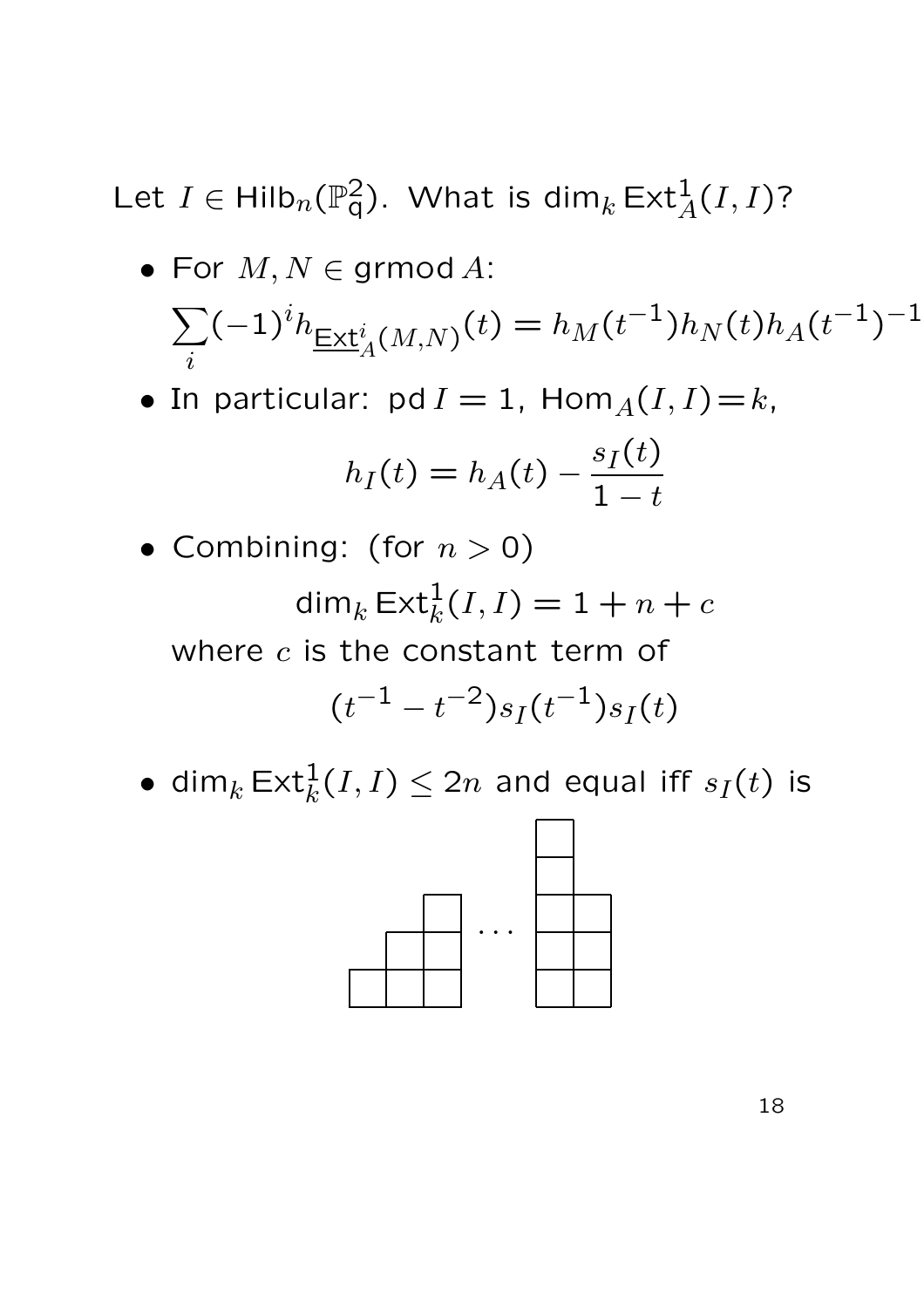Let $I \in \mathsf{Hilb}_n(\mathbb{P}^2_{\mathsf{q}})$. What is $\dim_k \mathsf{Ext}^1_A(I,I)$?

- For $M, N \in \mathsf{grmod}\, A$:

  $$\sum_i (-1)^i h_{\underline{\mathsf{Ext}}^i_A(M,N)}(t) = h_M(t^{-1}) h_N(t) h_A(t^{-1})^{-1}$$

- In particular: $\mathsf{pd}\, I = 1$, $\mathsf{Hom}_A(I,I) = k$,

  $$h_I(t) = h_A(t) - \frac{s_I(t)}{1-t}$$

- Combining: (for $n > 0$)

  $$\dim_k \mathsf{Ext}^1_k(I,I) = 1 + n + c$$

  where $c$ is the constant term of

  $$(t^{-1} - t^{-2}) s_I(t^{-1}) s_I(t)$$

- $\dim_k \mathsf{Ext}^1_k(I,I) \leq 2n$ and equal iff $s_I(t)$ is